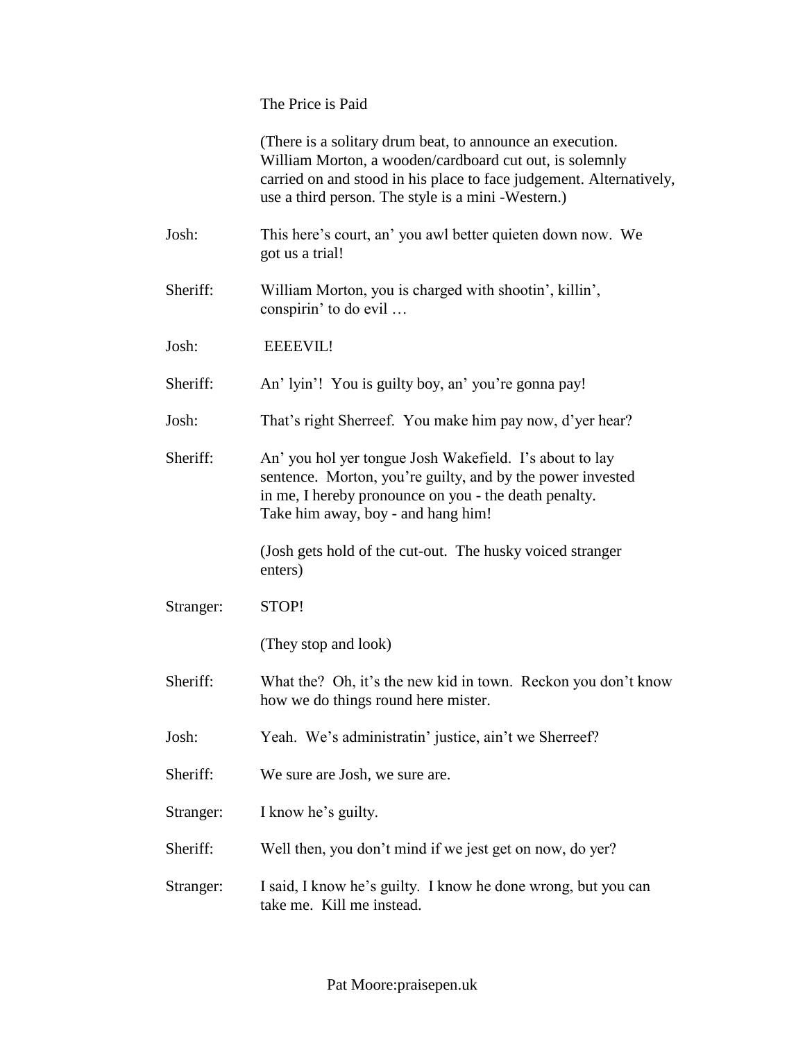# The Price is Paid

(There is a solitary drum beat, to announce an execution. William Morton, a wooden/cardboard cut out, is solemnly carried on and stood in his place to face judgement. Alternatively, use a third person. The style is a mini -Western.)

**Josh:** This here's court, an' you awl better quieten down now. We got us a trial!

**Sheriff:** William Morton, you is charged with shootin', killin', conspirin' to do evil …

**Josh:** EEEEVIL!

**Sheriff:** An' lyin'! You is guilty boy, an' you're gonna pay!

**Josh:** That's right Sherreef. You make him pay now, d'yer hear?

**Sheriff:** An' you hol yer tongue Josh Wakefield. I's about to lay sentence. Morton, you're guilty, and by the power invested in me, I hereby pronounce on you - the death penalty. Take him away, boy - and hang him!

(Josh gets hold of the cut-out. The husky voiced stranger enters)

**Stranger:** STOP!

(They stop and look)

**Sheriff:** What the? Oh, it's the new kid in town. Reckon you don't know how we do things round here mister.

**Josh:** Yeah. We's administratin' justice, ain't we Sherreef?

**Sheriff:** We sure are Josh, we sure are.

**Stranger:** I know he's guilty.

**Sheriff:** Well then, you don't mind if we jest get on now, do yer?

**Stranger:** I said, I know he's guilty. I know he done wrong, but you can take me. Kill me instead.

Pat Moore:praisepen.uk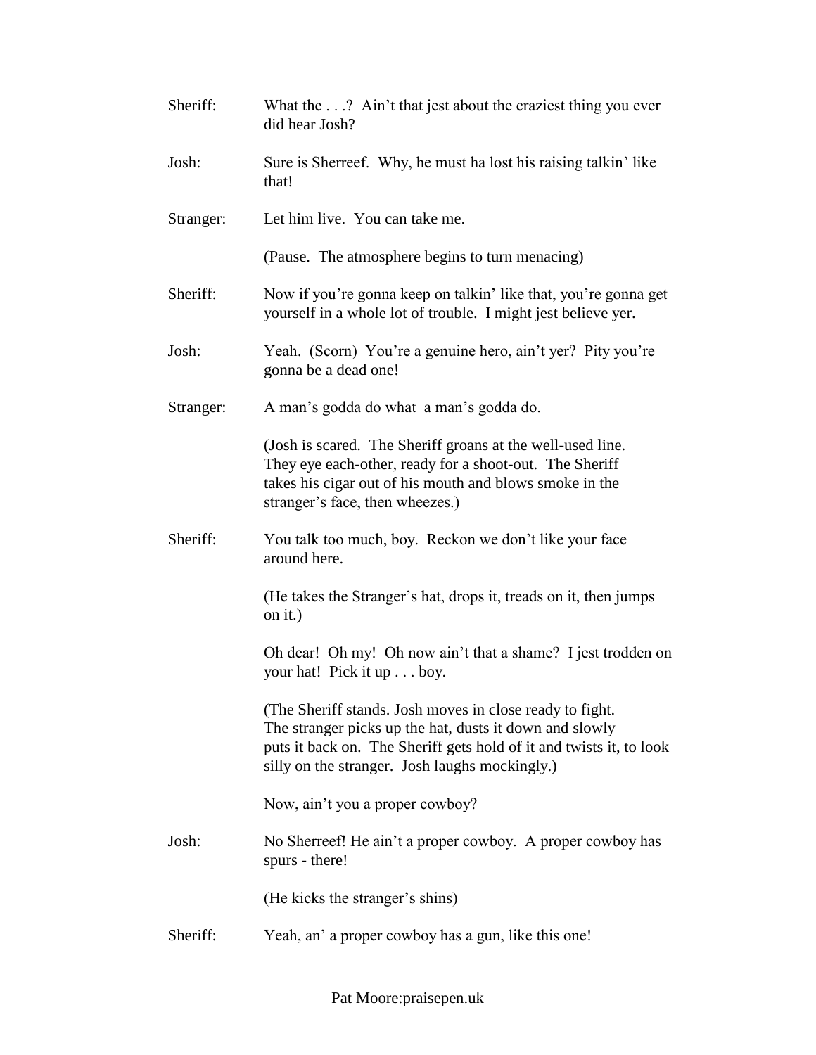Sheriff: What the . . .? Ain't that jest about the craziest thing you ever did hear Josh?

Josh: Sure is Sherreef. Why, he must ha lost his raising talkin' like that!

Stranger: Let him live. You can take me.

(Pause. The atmosphere begins to turn menacing)

Sheriff: Now if you're gonna keep on talkin' like that, you're gonna get yourself in a whole lot of trouble. I might jest believe yer.

Josh: Yeah. (Scorn) You're a genuine hero, ain't yer? Pity you're gonna be a dead one!

Stranger: A man's godda do what a man's godda do.

(Josh is scared. The Sheriff groans at the well-used line. They eye each-other, ready for a shoot-out. The Sheriff takes his cigar out of his mouth and blows smoke in the stranger's face, then wheezes.)

Sheriff: You talk too much, boy. Reckon we don't like your face around here.

(He takes the Stranger's hat, drops it, treads on it, then jumps on it.)

Oh dear! Oh my! Oh now ain't that a shame? I jest trodden on your hat! Pick it up . . . boy.

(The Sheriff stands. Josh moves in close ready to fight. The stranger picks up the hat, dusts it down and slowly puts it back on. The Sheriff gets hold of it and twists it, to look silly on the stranger. Josh laughs mockingly.)

Now, ain't you a proper cowboy?

Josh: No Sherreef! He ain't a proper cowboy. A proper cowboy has spurs - there!

(He kicks the stranger's shins)

Sheriff: Yeah, an' a proper cowboy has a gun, like this one!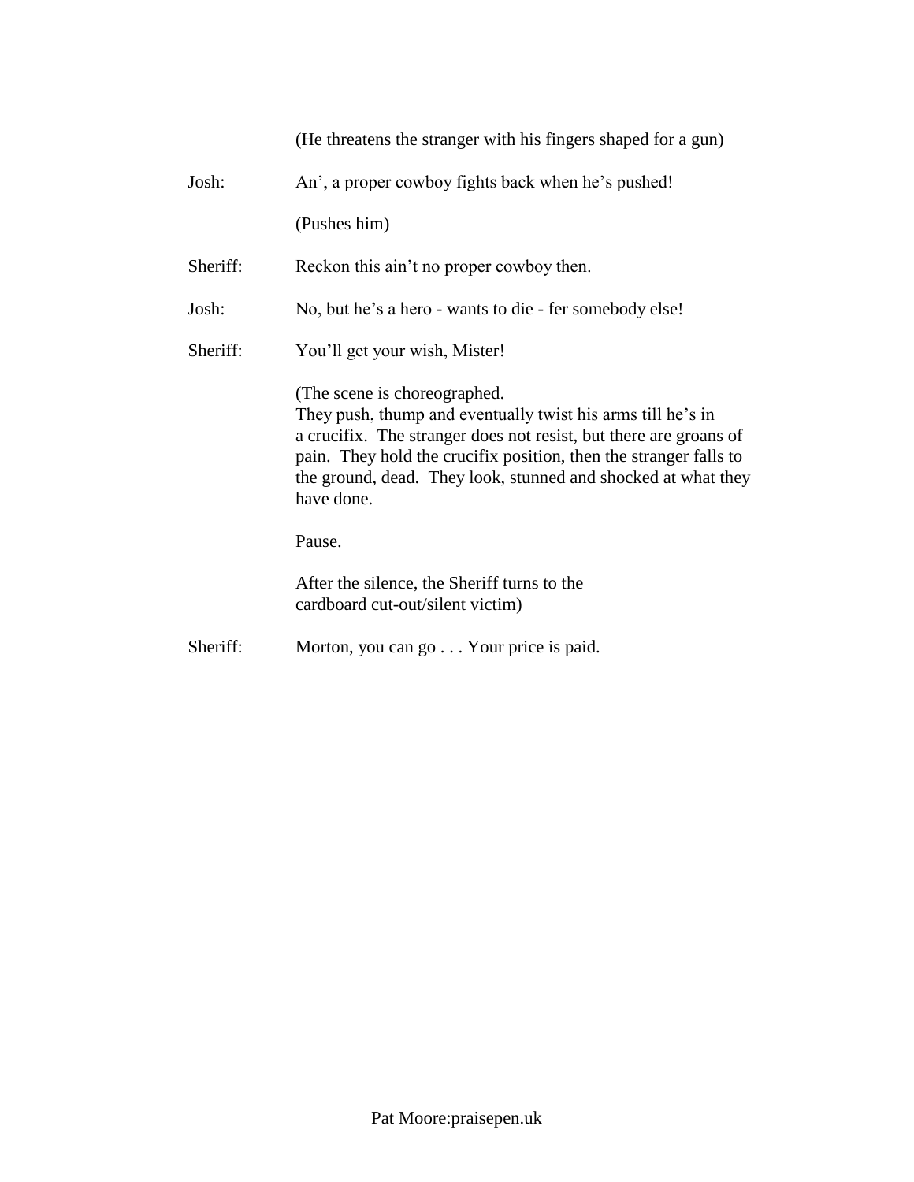(He threatens the stranger with his fingers shaped for a gun)

Josh: An', a proper cowboy fights back when he's pushed!

(Pushes him)

Sheriff: Reckon this ain't no proper cowboy then.

Josh: No, but he's a hero - wants to die - fer somebody else!

Sheriff: You'll get your wish, Mister!

(The scene is choreographed.
They push, thump and eventually twist his arms till he's in a crucifix. The stranger does not resist, but there are groans of pain. They hold the crucifix position, then the stranger falls to the ground, dead. They look, stunned and shocked at what they have done.

Pause.

After the silence, the Sheriff turns to the cardboard cut-out/silent victim)

Sheriff: Morton, you can go . . . Your price is paid.

Pat Moore:praisepen.uk